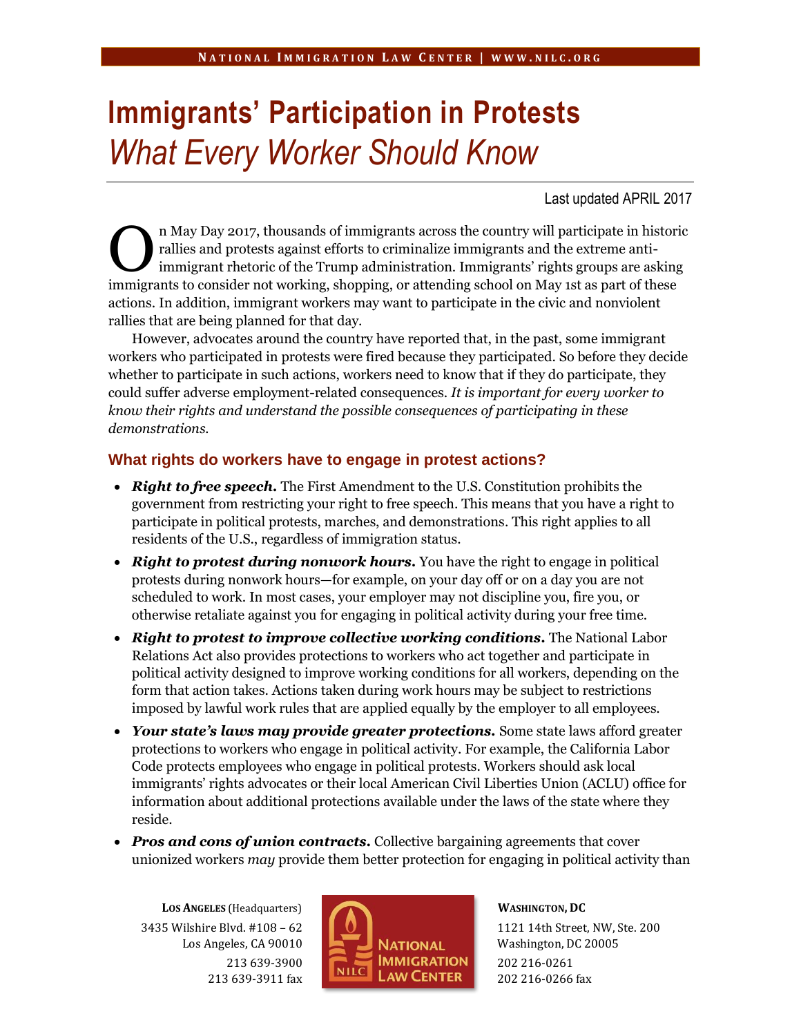# Immigrants' Participation in Protests

## *What Every Worker Should Know*

Last updated APRIL 2017

On May Day 2017, thousands of immigrants across the country will participate in historic rallies and protests against efforts to criminalize immigrants and the extreme anti-immigrant rhetoric of the Trump administration. Immigrants' rights groups are asking immigrants to consider not working, shopping, or attending school on May 1st as part of these actions. In addition, immigrant workers may want to participate in the civic and nonviolent rallies that are being planned for that day.

However, advocates around the country have reported that, in the past, some immigrant workers who participated in protests were fired because they participated. So before they decide whether to participate in such actions, workers need to know that if they do participate, they could suffer adverse employment-related consequences. *It is important for every worker to know their rights and understand the possible consequences of participating in these demonstrations.*

### What rights do workers have to engage in protest actions?

- ***Right to free speech.*** The First Amendment to the U.S. Constitution prohibits the government from restricting your right to free speech. This means that you have a right to participate in political protests, marches, and demonstrations. This right applies to all residents of the U.S., regardless of immigration status.
- ***Right to protest during nonwork hours.*** You have the right to engage in political protests during nonwork hours—for example, on your day off or on a day you are not scheduled to work. In most cases, your employer may not discipline you, fire you, or otherwise retaliate against you for engaging in political activity during your free time.
- ***Right to protest to improve collective working conditions.*** The National Labor Relations Act also provides protections to workers who act together and participate in political activity designed to improve working conditions for all workers, depending on the form that action takes. Actions taken during work hours may be subject to restrictions imposed by lawful work rules that are applied equally by the employer to all employees.
- ***Your state's laws may provide greater protections.*** Some state laws afford greater protections to workers who engage in political activity. For example, the California Labor Code protects employees who engage in political protests. Workers should ask local immigrants' rights advocates or their local American Civil Liberties Union (ACLU) office for information about additional protections available under the laws of the state where they reside.
- ***Pros and cons of union contracts.*** Collective bargaining agreements that cover unionized workers *may* provide them better protection for engaging in political activity than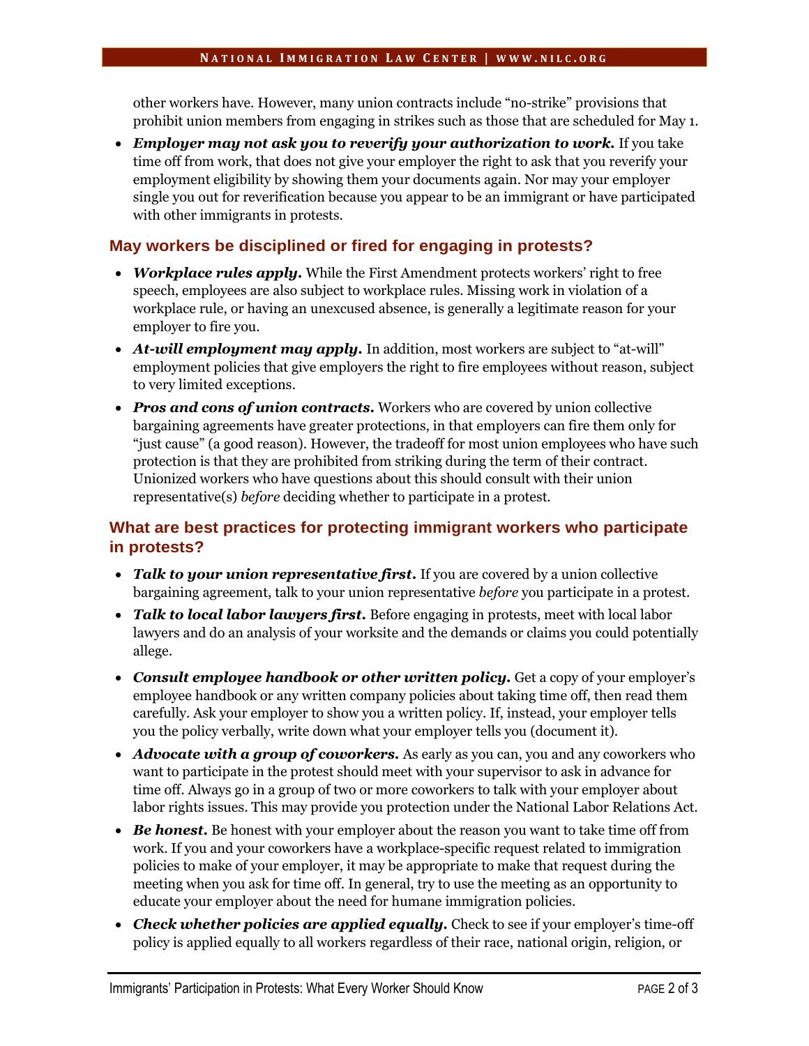other workers have. However, many union contracts include “no-strike” provisions that prohibit union members from engaging in strikes such as those that are scheduled for May 1.

- ***Employer may not ask you to reverify your authorization to work.*** If you take time off from work, that does not give your employer the right to ask that you reverify your employment eligibility by showing them your documents again. Nor may your employer single you out for reverification because you appear to be an immigrant or have participated with other immigrants in protests.

## May workers be disciplined or fired for engaging in protests?

- ***Workplace rules apply.*** While the First Amendment protects workers’ right to free speech, employees are also subject to workplace rules. Missing work in violation of a workplace rule, or having an unexcused absence, is generally a legitimate reason for your employer to fire you.
- ***At-will employment may apply.*** In addition, most workers are subject to “at-will” employment policies that give employers the right to fire employees without reason, subject to very limited exceptions.
- ***Pros and cons of union contracts.*** Workers who are covered by union collective bargaining agreements have greater protections, in that employers can fire them only for “just cause” (a good reason). However, the tradeoff for most union employees who have such protection is that they are prohibited from striking during the term of their contract. Unionized workers who have questions about this should consult with their union representative(s) *before* deciding whether to participate in a protest.

## What are best practices for protecting immigrant workers who participate in protests?

- ***Talk to your union representative first.*** If you are covered by a union collective bargaining agreement, talk to your union representative *before* you participate in a protest.
- ***Talk to local labor lawyers first.*** Before engaging in protests, meet with local labor lawyers and do an analysis of your worksite and the demands or claims you could potentially allege.
- ***Consult employee handbook or other written policy.*** Get a copy of your employer’s employee handbook or any written company policies about taking time off, then read them carefully. Ask your employer to show you a written policy. If, instead, your employer tells you the policy verbally, write down what your employer tells you (document it).
- ***Advocate with a group of coworkers.*** As early as you can, you and any coworkers who want to participate in the protest should meet with your supervisor to ask in advance for time off. Always go in a group of two or more coworkers to talk with your employer about labor rights issues. This may provide you protection under the National Labor Relations Act.
- ***Be honest.*** Be honest with your employer about the reason you want to take time off from work. If you and your coworkers have a workplace-specific request related to immigration policies to make of your employer, it may be appropriate to make that request during the meeting when you ask for time off. In general, try to use the meeting as an opportunity to educate your employer about the need for humane immigration policies.
- ***Check whether policies are applied equally.*** Check to see if your employer’s time-off policy is applied equally to all workers regardless of their race, national origin, religion, or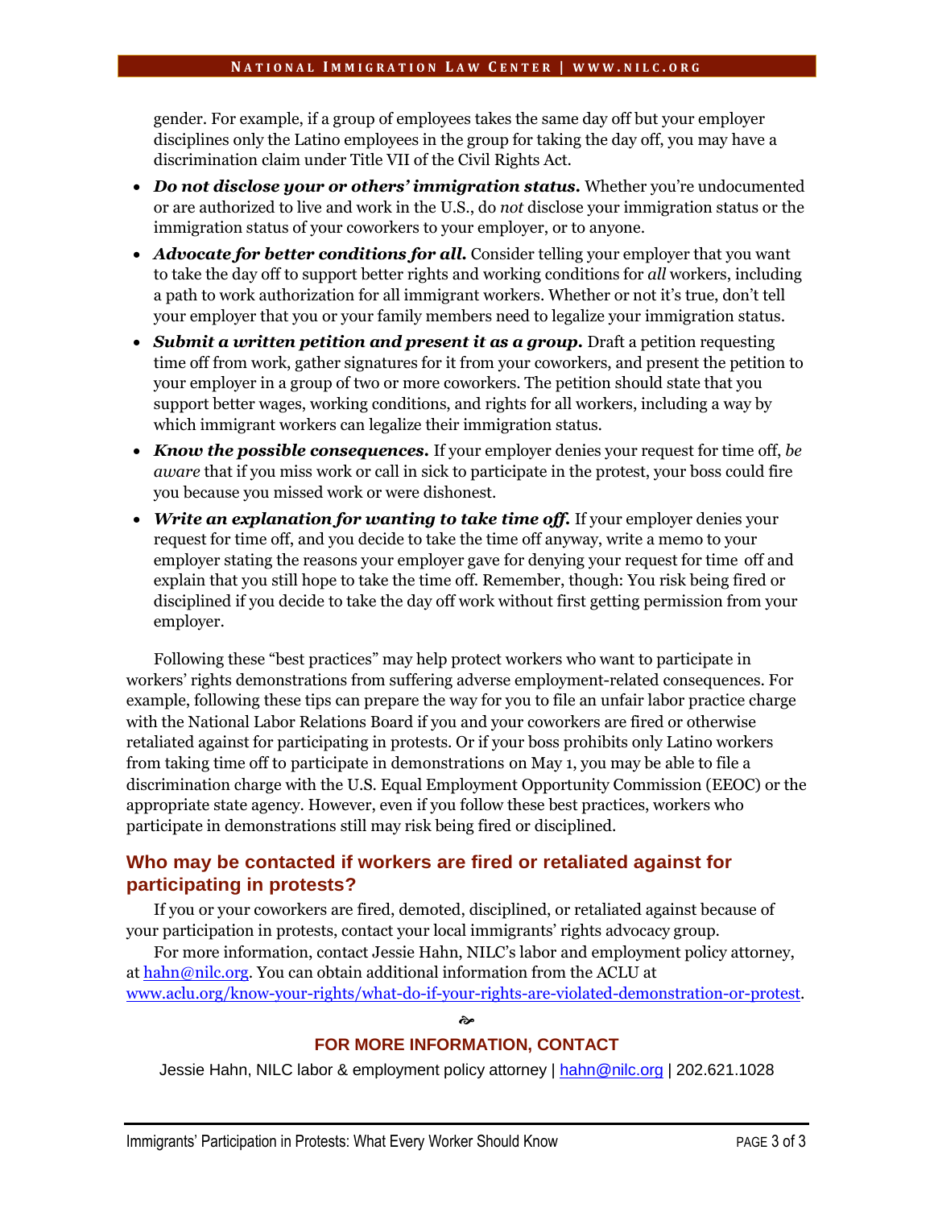gender. For example, if a group of employees takes the same day off but your employer disciplines only the Latino employees in the group for taking the day off, you may have a discrimination claim under Title VII of the Civil Rights Act.

- ***Do not disclose your or others' immigration status.*** Whether you're undocumented or are authorized to live and work in the U.S., do *not* disclose your immigration status or the immigration status of your coworkers to your employer, or to anyone.
- ***Advocate for better conditions for all.*** Consider telling your employer that you want to take the day off to support better rights and working conditions for *all* workers, including a path to work authorization for all immigrant workers. Whether or not it's true, don't tell your employer that you or your family members need to legalize your immigration status.
- ***Submit a written petition and present it as a group.*** Draft a petition requesting time off from work, gather signatures for it from your coworkers, and present the petition to your employer in a group of two or more coworkers. The petition should state that you support better wages, working conditions, and rights for all workers, including a way by which immigrant workers can legalize their immigration status.
- ***Know the possible consequences.*** If your employer denies your request for time off, *be aware* that if you miss work or call in sick to participate in the protest, your boss could fire you because you missed work or were dishonest.
- ***Write an explanation for wanting to take time off.*** If your employer denies your request for time off, and you decide to take the time off anyway, write a memo to your employer stating the reasons your employer gave for denying your request for time off and explain that you still hope to take the time off. Remember, though: You risk being fired or disciplined if you decide to take the day off work without first getting permission from your employer.

Following these "best practices" may help protect workers who want to participate in workers' rights demonstrations from suffering adverse employment-related consequences. For example, following these tips can prepare the way for you to file an unfair labor practice charge with the National Labor Relations Board if you and your coworkers are fired or otherwise retaliated against for participating in protests. Or if your boss prohibits only Latino workers from taking time off to participate in demonstrations on May 1, you may be able to file a discrimination charge with the U.S. Equal Employment Opportunity Commission (EEOC) or the appropriate state agency. However, even if you follow these best practices, workers who participate in demonstrations still may risk being fired or disciplined.

## Who may be contacted if workers are fired or retaliated against for participating in protests?

If you or your coworkers are fired, demoted, disciplined, or retaliated against because of your participation in protests, contact your local immigrants' rights advocacy group.

For more information, contact Jessie Hahn, NILC's labor and employment policy attorney, at hahn@nilc.org. You can obtain additional information from the ACLU at www.aclu.org/know-your-rights/what-do-if-your-rights-are-violated-demonstration-or-protest.

## FOR MORE INFORMATION, CONTACT

Jessie Hahn, NILC labor & employment policy attorney | hahn@nilc.org | 202.621.1028